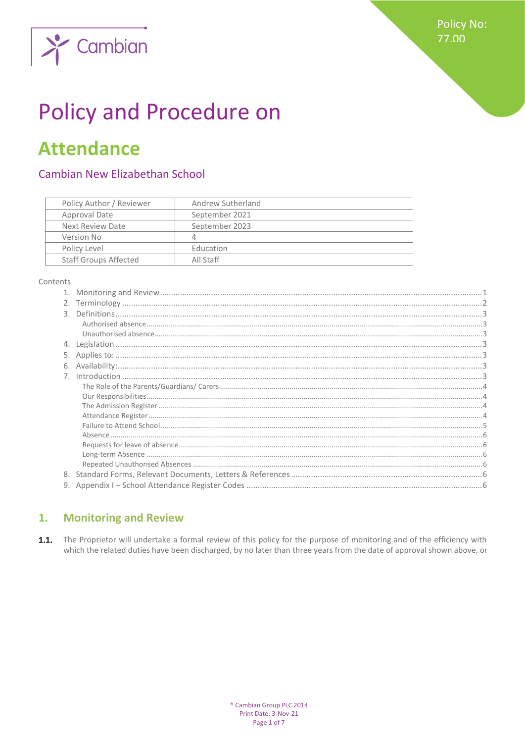Policy No: 77.00

Cambian

# Policy and Procedure on

# Attendance

## Cambian New Elizabethan School

| Policy Author / Reviewer | Andrew Sutherland |
|---|---|
| Approval Date | September 2021 |
| Next Review Date | September 2023 |
| Version No | 4 |
| Policy Level | Education |
| Staff Groups Affected | All Staff |

Contents

1. Monitoring and Review ....... 1
2. Terminology ....... 2
3. Definitions ....... 3
   - Authorised absence ....... 3
   - Unauthorised absence ....... 3
4. Legislation ....... 3
5. Applies to: ....... 3
6. Availability: ....... 3
7. Introduction ....... 3
   - The Role of the Parents/Guardians/ Carers ....... 4
   - Our Responsibilities ....... 4
   - The Admission Register ....... 4
   - Attendance Register ....... 4
   - Failure to Attend School ....... 5
   - Absence ....... 6
   - Requests for leave of absence ....... 6
   - Long-term Absence ....... 6
   - Repeated Unauthorised Absences ....... 6
8. Standard Forms, Relevant Documents, Letters & References ....... 6
9. Appendix I – School Attendance Register Codes ....... 6

## 1. Monitoring and Review

**1.1.** The Proprietor will undertake a formal review of this policy for the purpose of monitoring and of the efficiency with which the related duties have been discharged, by no later than three years from the date of approval shown above, or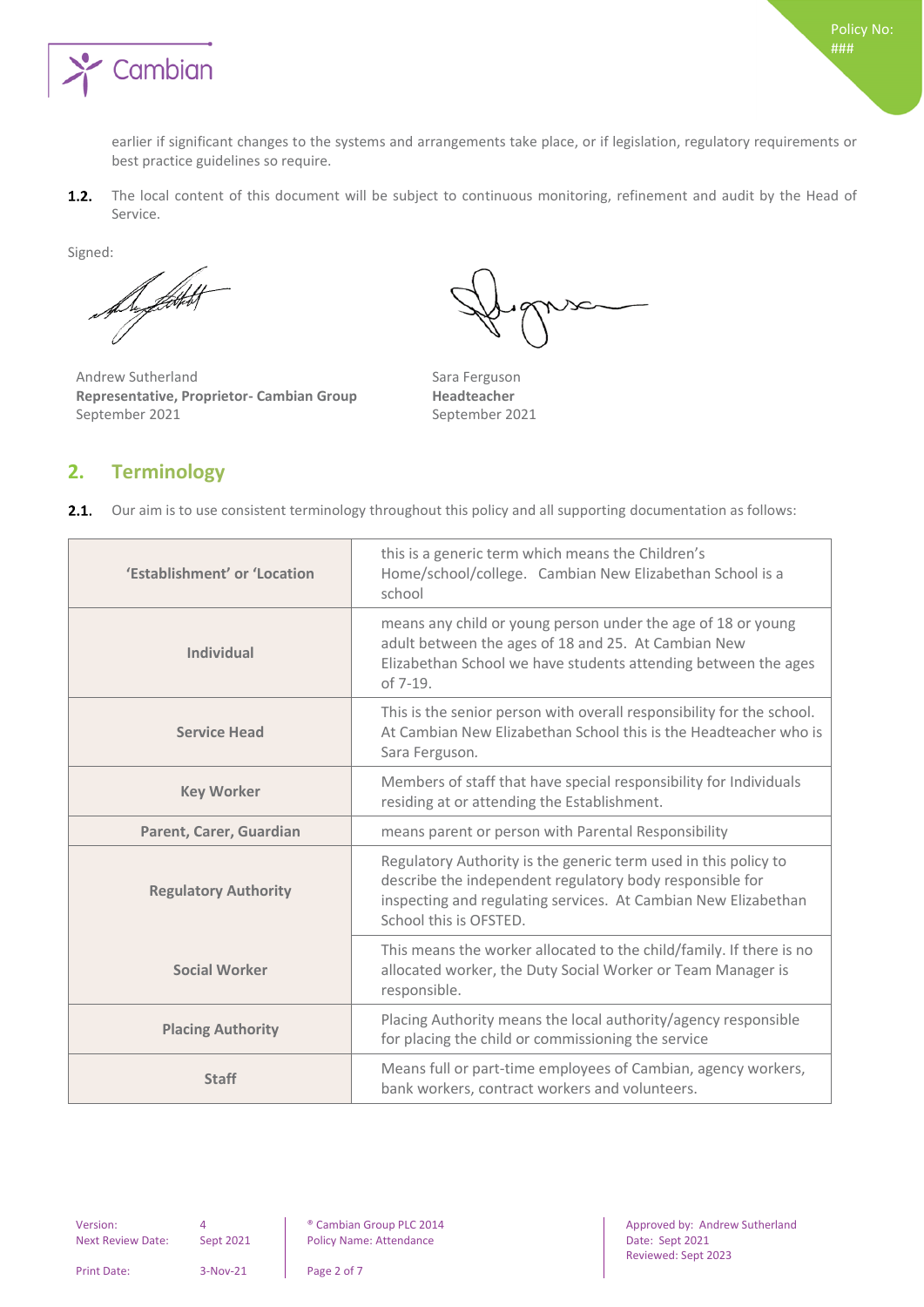earlier if significant changes to the systems and arrangements take place, or if legislation, regulatory requirements or best practice guidelines so require.

**1.2.** The local content of this document will be subject to continuous monitoring, refinement and audit by the Head of Service.

Signed:

Andrew Sutherland
**Representative, Proprietor- Cambian Group**
September 2021

Sara Ferguson
**Headteacher**
September 2021

## 2. Terminology

**2.1.** Our aim is to use consistent terminology throughout this policy and all supporting documentation as follows:

| | |
|---|---|
| **'Establishment' or 'Location** | this is a generic term which means the Children's Home/school/college. Cambian New Elizabethan School is a school |
| **Individual** | means any child or young person under the age of 18 or young adult between the ages of 18 and 25. At Cambian New Elizabethan School we have students attending between the ages of 7-19. |
| **Service Head** | This is the senior person with overall responsibility for the school. At Cambian New Elizabethan School this is the Headteacher who is Sara Ferguson. |
| **Key Worker** | Members of staff that have special responsibility for Individuals residing at or attending the Establishment. |
| **Parent, Carer, Guardian** | means parent or person with Parental Responsibility |
| **Regulatory Authority** | Regulatory Authority is the generic term used in this policy to describe the independent regulatory body responsible for inspecting and regulating services. At Cambian New Elizabethan School this is OFSTED. |
| **Social Worker** | This means the worker allocated to the child/family. If there is no allocated worker, the Duty Social Worker or Team Manager is responsible. |
| **Placing Authority** | Placing Authority means the local authority/agency responsible for placing the child or commissioning the service |
| **Staff** | Means full or part-time employees of Cambian, agency workers, bank workers, contract workers and volunteers. |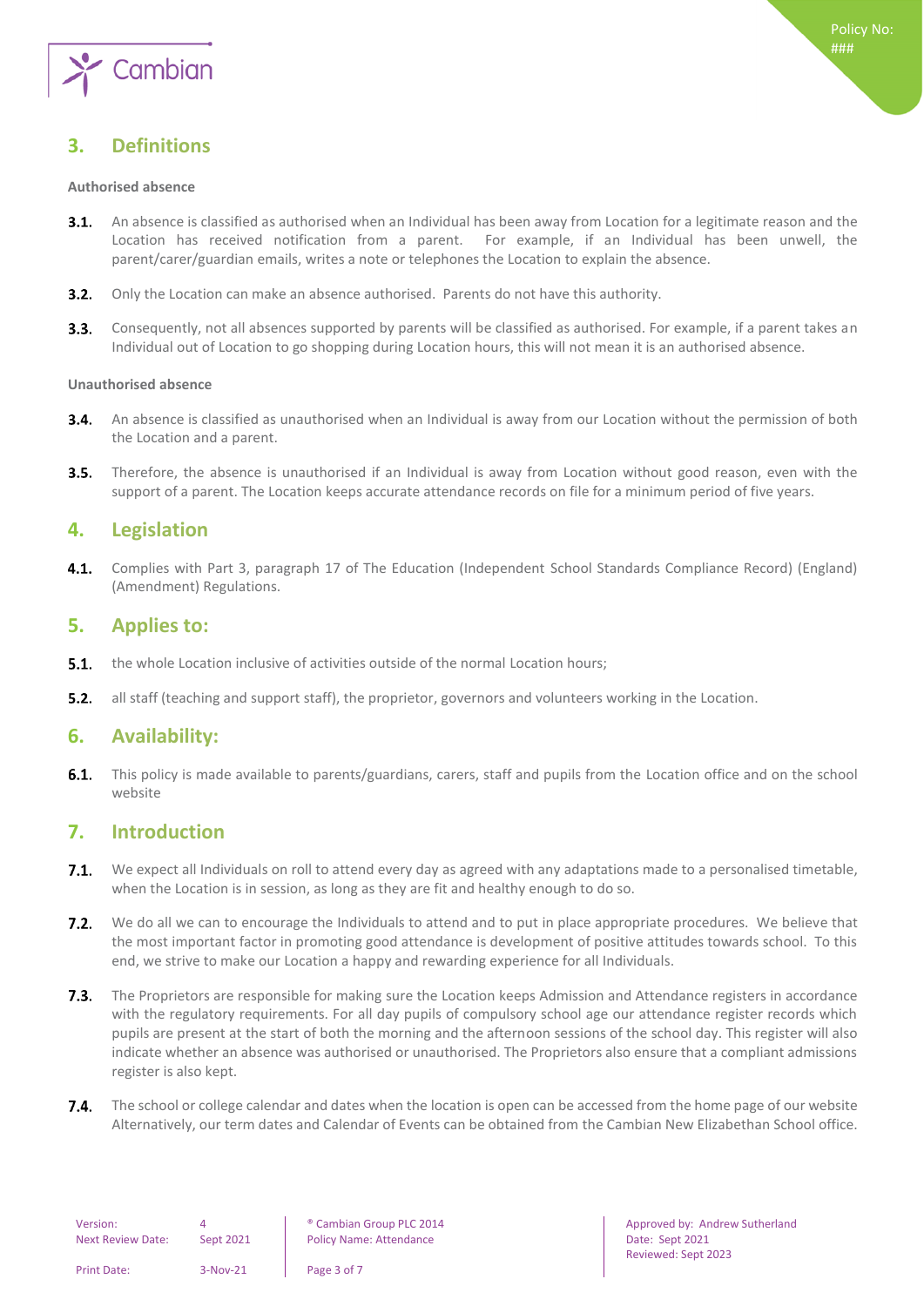## 3. Definitions

**Authorised absence**

**3.1.** An absence is classified as authorised when an Individual has been away from Location for a legitimate reason and the Location has received notification from a parent. For example, if an Individual has been unwell, the parent/carer/guardian emails, writes a note or telephones the Location to explain the absence.

**3.2.** Only the Location can make an absence authorised. Parents do not have this authority.

**3.3.** Consequently, not all absences supported by parents will be classified as authorised. For example, if a parent takes an Individual out of Location to go shopping during Location hours, this will not mean it is an authorised absence.

**Unauthorised absence**

**3.4.** An absence is classified as unauthorised when an Individual is away from our Location without the permission of both the Location and a parent.

**3.5.** Therefore, the absence is unauthorised if an Individual is away from Location without good reason, even with the support of a parent. The Location keeps accurate attendance records on file for a minimum period of five years.

## 4. Legislation

**4.1.** Complies with Part 3, paragraph 17 of The Education (Independent School Standards Compliance Record) (England) (Amendment) Regulations.

## 5. Applies to:

**5.1.** the whole Location inclusive of activities outside of the normal Location hours;

**5.2.** all staff (teaching and support staff), the proprietor, governors and volunteers working in the Location.

## 6. Availability:

**6.1.** This policy is made available to parents/guardians, carers, staff and pupils from the Location office and on the school website

## 7. Introduction

**7.1.** We expect all Individuals on roll to attend every day as agreed with any adaptations made to a personalised timetable, when the Location is in session, as long as they are fit and healthy enough to do so.

**7.2.** We do all we can to encourage the Individuals to attend and to put in place appropriate procedures. We believe that the most important factor in promoting good attendance is development of positive attitudes towards school. To this end, we strive to make our Location a happy and rewarding experience for all Individuals.

**7.3.** The Proprietors are responsible for making sure the Location keeps Admission and Attendance registers in accordance with the regulatory requirements. For all day pupils of compulsory school age our attendance register records which pupils are present at the start of both the morning and the afternoon sessions of the school day. This register will also indicate whether an absence was authorised or unauthorised. The Proprietors also ensure that a compliant admissions register is also kept.

**7.4.** The school or college calendar and dates when the location is open can be accessed from the home page of our website Alternatively, our term dates and Calendar of Events can be obtained from the Cambian New Elizabethan School office.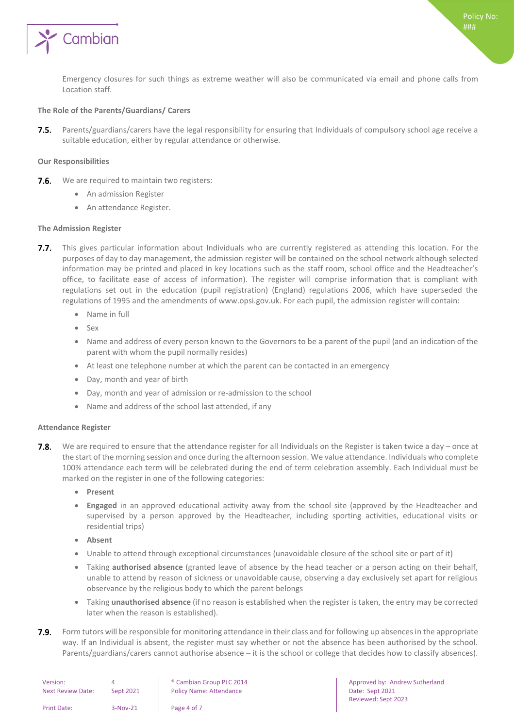Emergency closures for such things as extreme weather will also be communicated via email and phone calls from Location staff.

**The Role of the Parents/Guardians/ Carers**

**7.5.** Parents/guardians/carers have the legal responsibility for ensuring that Individuals of compulsory school age receive a suitable education, either by regular attendance or otherwise.

**Our Responsibilities**

**7.6.** We are required to maintain two registers:

- An admission Register
- An attendance Register.

**The Admission Register**

**7.7.** This gives particular information about Individuals who are currently registered as attending this location. For the purposes of day to day management, the admission register will be contained on the school network although selected information may be printed and placed in key locations such as the staff room, school office and the Headteacher's office, to facilitate ease of access of information). The register will comprise information that is compliant with regulations set out in the education (pupil registration) (England) regulations 2006, which have superseded the regulations of 1995 and the amendments of www.opsi.gov.uk. For each pupil, the admission register will contain:

- Name in full
- Sex
- Name and address of every person known to the Governors to be a parent of the pupil (and an indication of the parent with whom the pupil normally resides)
- At least one telephone number at which the parent can be contacted in an emergency
- Day, month and year of birth
- Day, month and year of admission or re-admission to the school
- Name and address of the school last attended, if any

**Attendance Register**

**7.8.** We are required to ensure that the attendance register for all Individuals on the Register is taken twice a day – once at the start of the morning session and once during the afternoon session. We value attendance. Individuals who complete 100% attendance each term will be celebrated during the end of term celebration assembly. Each Individual must be marked on the register in one of the following categories:

- **Present**
- **Engaged** in an approved educational activity away from the school site (approved by the Headteacher and supervised by a person approved by the Headteacher, including sporting activities, educational visits or residential trips)
- **Absent**
- Unable to attend through exceptional circumstances (unavoidable closure of the school site or part of it)
- Taking **authorised absence** (granted leave of absence by the head teacher or a person acting on their behalf, unable to attend by reason of sickness or unavoidable cause, observing a day exclusively set apart for religious observance by the religious body to which the parent belongs
- Taking **unauthorised absence** (if no reason is established when the register is taken, the entry may be corrected later when the reason is established).

**7.9.** Form tutors will be responsible for monitoring attendance in their class and for following up absences in the appropriate way. If an Individual is absent, the register must say whether or not the absence has been authorised by the school. Parents/guardians/carers cannot authorise absence – it is the school or college that decides how to classify absences).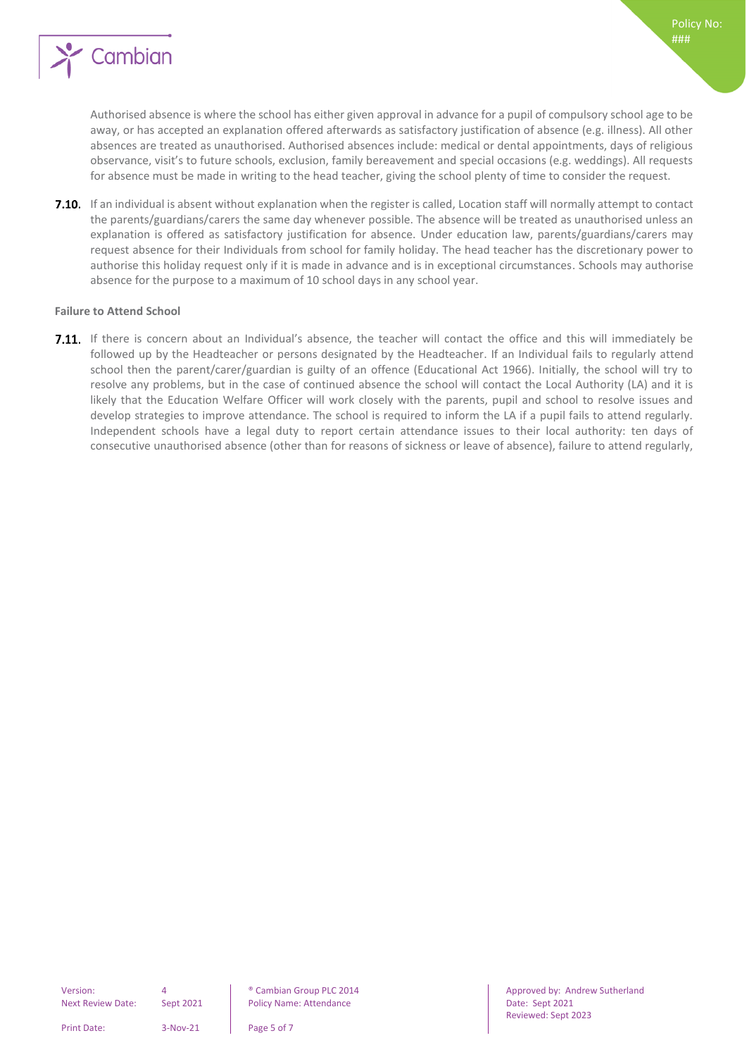Authorised absence is where the school has either given approval in advance for a pupil of compulsory school age to be away, or has accepted an explanation offered afterwards as satisfactory justification of absence (e.g. illness). All other absences are treated as unauthorised. Authorised absences include: medical or dental appointments, days of religious observance, visit's to future schools, exclusion, family bereavement and special occasions (e.g. weddings). All requests for absence must be made in writing to the head teacher, giving the school plenty of time to consider the request.

**7.10.** If an individual is absent without explanation when the register is called, Location staff will normally attempt to contact the parents/guardians/carers the same day whenever possible. The absence will be treated as unauthorised unless an explanation is offered as satisfactory justification for absence. Under education law, parents/guardians/carers may request absence for their Individuals from school for family holiday. The head teacher has the discretionary power to authorise this holiday request only if it is made in advance and is in exceptional circumstances. Schools may authorise absence for the purpose to a maximum of 10 school days in any school year.

**Failure to Attend School**

**7.11.** If there is concern about an Individual's absence, the teacher will contact the office and this will immediately be followed up by the Headteacher or persons designated by the Headteacher. If an Individual fails to regularly attend school then the parent/carer/guardian is guilty of an offence (Educational Act 1966). Initially, the school will try to resolve any problems, but in the case of continued absence the school will contact the Local Authority (LA) and it is likely that the Education Welfare Officer will work closely with the parents, pupil and school to resolve issues and develop strategies to improve attendance. The school is required to inform the LA if a pupil fails to attend regularly. Independent schools have a legal duty to report certain attendance issues to their local authority: ten days of consecutive unauthorised absence (other than for reasons of sickness or leave of absence), failure to attend regularly,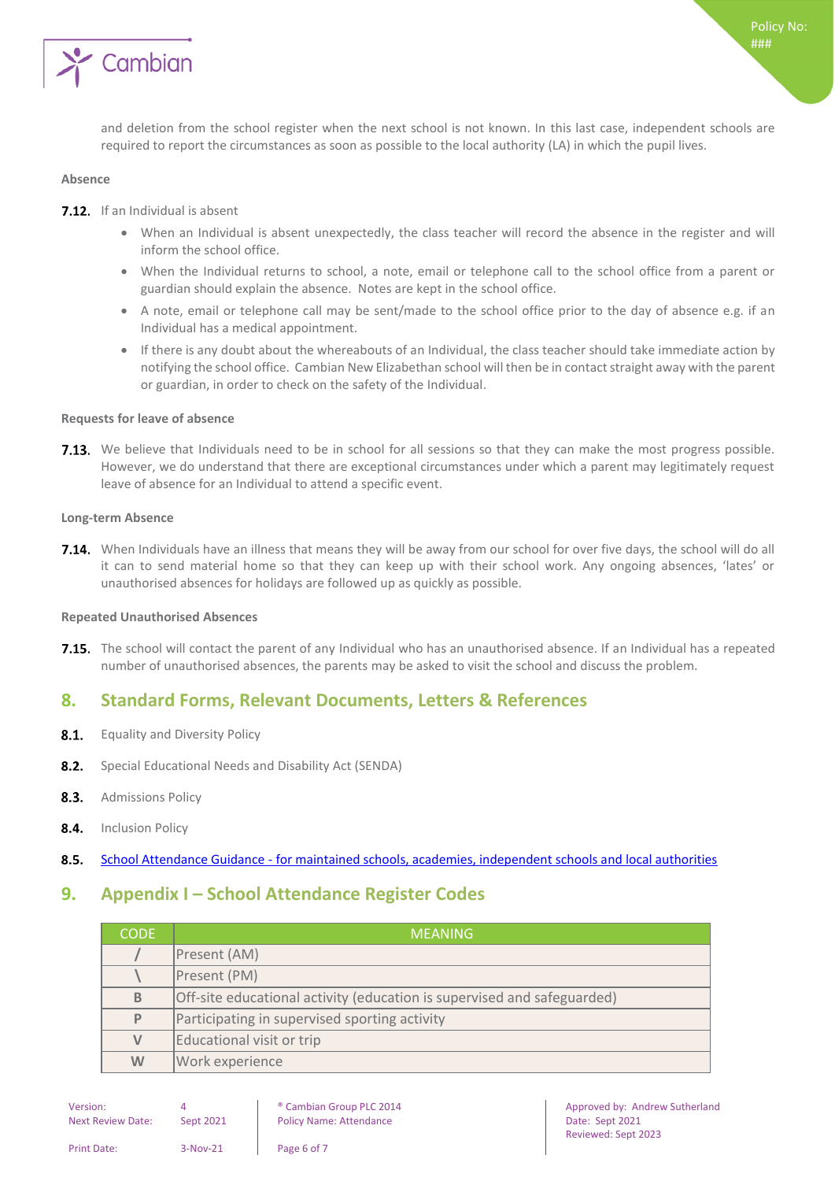and deletion from the school register when the next school is not known. In this last case, independent schools are required to report the circumstances as soon as possible to the local authority (LA) in which the pupil lives.

**Absence**

**7.12.** If an Individual is absent

- When an Individual is absent unexpectedly, the class teacher will record the absence in the register and will inform the school office.
- When the Individual returns to school, a note, email or telephone call to the school office from a parent or guardian should explain the absence. Notes are kept in the school office.
- A note, email or telephone call may be sent/made to the school office prior to the day of absence e.g. if an Individual has a medical appointment.
- If there is any doubt about the whereabouts of an Individual, the class teacher should take immediate action by notifying the school office. Cambian New Elizabethan school will then be in contact straight away with the parent or guardian, in order to check on the safety of the Individual.

**Requests for leave of absence**

**7.13.** We believe that Individuals need to be in school for all sessions so that they can make the most progress possible. However, we do understand that there are exceptional circumstances under which a parent may legitimately request leave of absence for an Individual to attend a specific event.

**Long-term Absence**

**7.14.** When Individuals have an illness that means they will be away from our school for over five days, the school will do all it can to send material home so that they can keep up with their school work. Any ongoing absences, 'lates' or unauthorised absences for holidays are followed up as quickly as possible.

**Repeated Unauthorised Absences**

**7.15.** The school will contact the parent of any Individual who has an unauthorised absence. If an Individual has a repeated number of unauthorised absences, the parents may be asked to visit the school and discuss the problem.

## 8. Standard Forms, Relevant Documents, Letters & References

**8.1.** Equality and Diversity Policy

**8.2.** Special Educational Needs and Disability Act (SENDA)

**8.3.** Admissions Policy

**8.4.** Inclusion Policy

**8.5.** School Attendance Guidance - for maintained schools, academies, independent schools and local authorities

## 9. Appendix I – School Attendance Register Codes

| CODE | MEANING |
|---|---|
| / | Present (AM) |
| \ | Present (PM) |
| B | Off-site educational activity (education is supervised and safeguarded) |
| P | Participating in supervised sporting activity |
| V | Educational visit or trip |
| W | Work experience |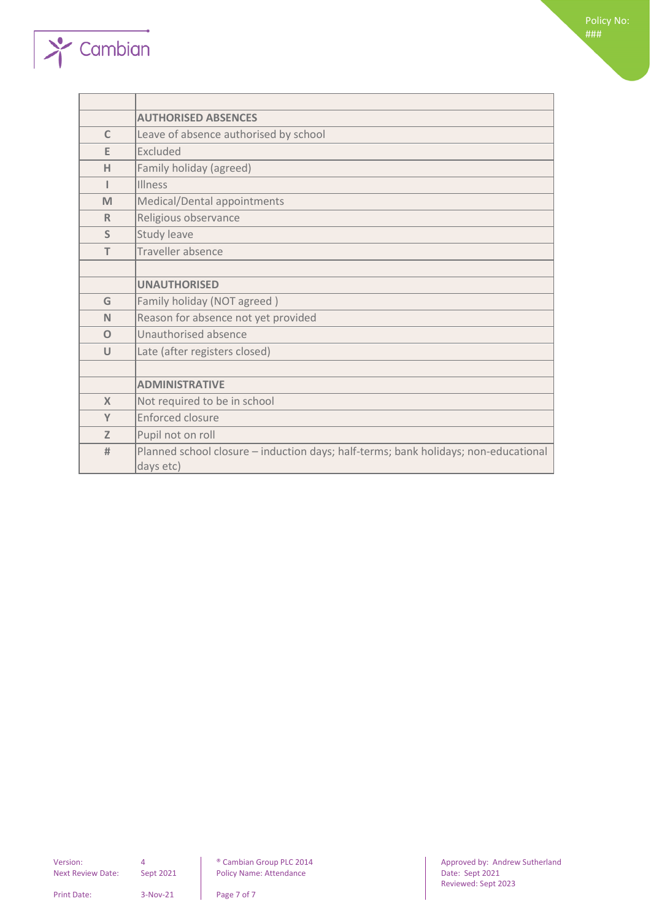| | |
|---|---|
| | **AUTHORISED ABSENCES** |
| C | Leave of absence authorised by school |
| E | Excluded |
| H | Family holiday (agreed) |
| I | Illness |
| M | Medical/Dental appointments |
| R | Religious observance |
| S | Study leave |
| T | Traveller absence |
| | |
| | **UNAUTHORISED** |
| G | Family holiday (NOT agreed ) |
| N | Reason for absence not yet provided |
| O | Unauthorised absence |
| U | Late (after registers closed) |
| | |
| | **ADMINISTRATIVE** |
| X | Not required to be in school |
| Y | Enforced closure |
| Z | Pupil not on roll |
| # | Planned school closure – induction days; half-terms; bank holidays; non-educational days etc) |